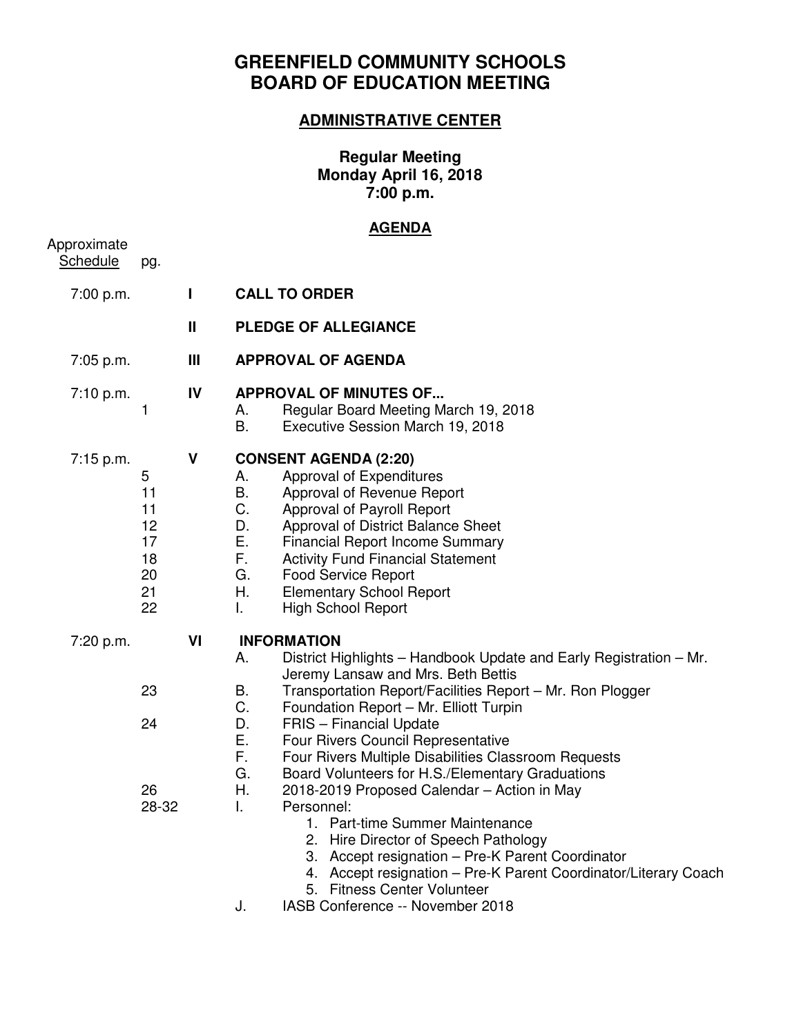# GREENFIELD COMMUNITY SCHOOLS
# BOARD OF EDUCATION MEETING

## ADMINISTRATIVE CENTER

**Regular Meeting**
**Monday April 16, 2018**
**7:00 p.m.**

## AGENDA

| Approximate Schedule | pg. | | |
|---|---|---|---|
| 7:00 p.m. | | **I** | **CALL TO ORDER** |
| | | **II** | **PLEDGE OF ALLEGIANCE** |
| 7:05 p.m. | | **III** | **APPROVAL OF AGENDA** |
| 7:10 p.m. | | **IV** | **APPROVAL OF MINUTES OF...** |
| | 1 | | A. Regular Board Meeting March 19, 2018 |
| | | | B. Executive Session March 19, 2018 |
| 7:15 p.m. | | **V** | **CONSENT AGENDA (2:20)** |
| | 5 | | A. Approval of Expenditures |
| | 11 | | B. Approval of Revenue Report |
| | 11 | | C. Approval of Payroll Report |
| | 12 | | D. Approval of District Balance Sheet |
| | 17 | | E. Financial Report Income Summary |
| | 18 | | F. Activity Fund Financial Statement |
| | 20 | | G. Food Service Report |
| | 21 | | H. Elementary School Report |
| | 22 | | I. High School Report |
| 7:20 p.m. | | **VI** | **INFORMATION** |
| | | | A. District Highlights – Handbook Update and Early Registration – Mr. Jeremy Lansaw and Mrs. Beth Bettis |
| | 23 | | B. Transportation Report/Facilities Report – Mr. Ron Plogger |
| | | | C. Foundation Report – Mr. Elliott Turpin |
| | 24 | | D. FRIS – Financial Update |
| | | | E. Four Rivers Council Representative |
| | | | F. Four Rivers Multiple Disabilities Classroom Requests |
| | | | G. Board Volunteers for H.S./Elementary Graduations |
| | 26 | | H. 2018-2019 Proposed Calendar – Action in May |
| | 28-32 | | I. Personnel: |
| | | | 1. Part-time Summer Maintenance |
| | | | 2. Hire Director of Speech Pathology |
| | | | 3. Accept resignation – Pre-K Parent Coordinator |
| | | | 4. Accept resignation – Pre-K Parent Coordinator/Literary Coach |
| | | | 5. Fitness Center Volunteer |
| | | | J. IASB Conference -- November 2018 |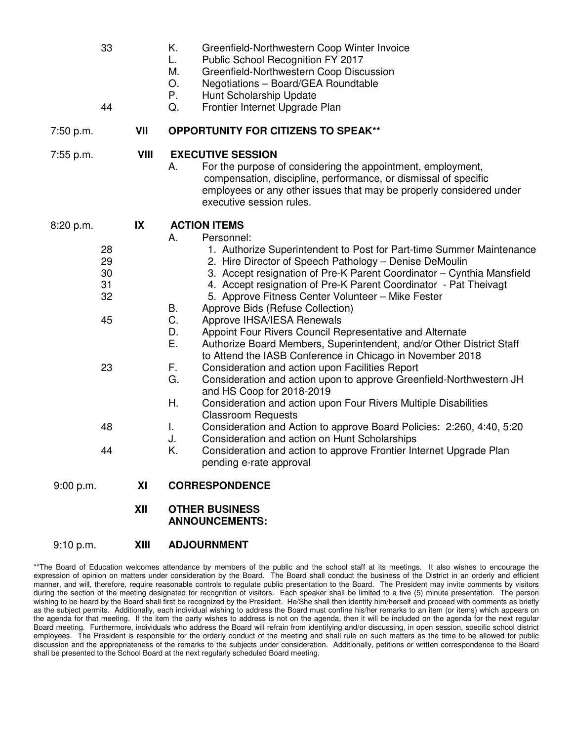| | | | |
|---|---|---|---|
| | 33 | | K. Greenfield-Northwestern Coop Winter Invoice |
| | | | L. Public School Recognition FY 2017 |
| | | | M. Greenfield-Northwestern Coop Discussion |
| | | | O. Negotiations – Board/GEA Roundtable |
| | | | P. Hunt Scholarship Update |
| | 44 | | Q. Frontier Internet Upgrade Plan |
| 7:50 p.m. | | **VII** | **OPPORTUNITY FOR CITIZENS TO SPEAK\*\*** |
| 7:55 p.m. | | **VIII** | **EXECUTIVE SESSION** |
| | | | A. For the purpose of considering the appointment, employment, compensation, discipline, performance, or dismissal of specific employees or any other issues that may be properly considered under executive session rules. |
| 8:20 p.m. | | **IX** | **ACTION ITEMS** |
| | | | A. Personnel: |
| | 28 | | 1. Authorize Superintendent to Post for Part-time Summer Maintenance |
| | 29 | | 2. Hire Director of Speech Pathology – Denise DeMoulin |
| | 30 | | 3. Accept resignation of Pre-K Parent Coordinator – Cynthia Mansfield |
| | 31 | | 4. Accept resignation of Pre-K Parent Coordinator - Pat Theivagt |
| | 32 | | 5. Approve Fitness Center Volunteer – Mike Fester |
| | | | B. Approve Bids (Refuse Collection) |
| | 45 | | C. Approve IHSA/IESA Renewals |
| | | | D. Appoint Four Rivers Council Representative and Alternate |
| | | | E. Authorize Board Members, Superintendent, and/or Other District Staff to Attend the IASB Conference in Chicago in November 2018 |
| | 23 | | F. Consideration and action upon Facilities Report |
| | | | G. Consideration and action upon to approve Greenfield-Northwestern JH and HS Coop for 2018-2019 |
| | | | H. Consideration and action upon Four Rivers Multiple Disabilities Classroom Requests |
| | 48 | | I. Consideration and Action to approve Board Policies: 2:260, 4:40, 5:20 |
| | | | J. Consideration and action on Hunt Scholarships |
| | 44 | | K. Consideration and action to approve Frontier Internet Upgrade Plan pending e-rate approval |
| 9:00 p.m. | | **XI** | **CORRESPONDENCE** |
| | | **XII** | **OTHER BUSINESS ANNOUNCEMENTS:** |
| 9:10 p.m. | | **XIII** | **ADJOURNMENT** |

\*\*The Board of Education welcomes attendance by members of the public and the school staff at its meetings. It also wishes to encourage the expression of opinion on matters under consideration by the Board. The Board shall conduct the business of the District in an orderly and efficient manner, and will, therefore, require reasonable controls to regulate public presentation to the Board. The President may invite comments by visitors during the section of the meeting designated for recognition of visitors. Each speaker shall be limited to a five (5) minute presentation. The person wishing to be heard by the Board shall first be recognized by the President. He/She shall then identify him/herself and proceed with comments as briefly as the subject permits. Additionally, each individual wishing to address the Board must confine his/her remarks to an item (or items) which appears on the agenda for that meeting. If the item the party wishes to address is not on the agenda, then it will be included on the agenda for the next regular Board meeting. Furthermore, individuals who address the Board will refrain from identifying and/or discussing, in open session, specific school district employees. The President is responsible for the orderly conduct of the meeting and shall rule on such matters as the time to be allowed for public discussion and the appropriateness of the remarks to the subjects under consideration. Additionally, petitions or written correspondence to the Board shall be presented to the School Board at the next regularly scheduled Board meeting.